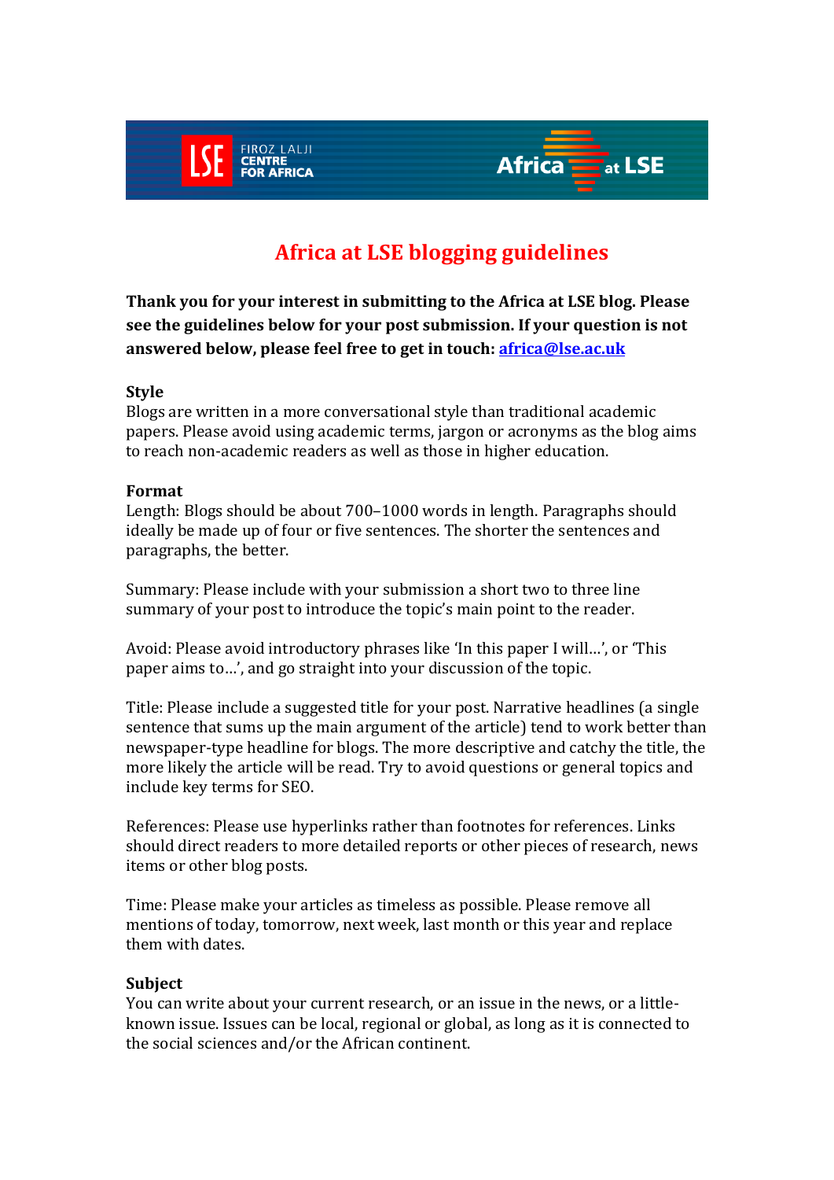# Africa at LSE blogging guidelines

**Thank you for your interest in submitting to the Africa at LSE blog. Please see the guidelines below for your post submission. If your question is not answered below, please feel free to get in touch: [africa@lse.ac.uk](mailto:africa@lse.ac.uk)**

## Style

Blogs are written in a more conversational style than traditional academic papers. Please avoid using academic terms, jargon or acronyms as the blog aims to reach non-academic readers as well as those in higher education.

## Format

Length: Blogs should be about 700–1000 words in length. Paragraphs should ideally be made up of four or five sentences. The shorter the sentences and paragraphs, the better.

Summary: Please include with your submission a short two to three line summary of your post to introduce the topic's main point to the reader.

Avoid: Please avoid introductory phrases like 'In this paper I will…', or 'This paper aims to…', and go straight into your discussion of the topic.

Title: Please include a suggested title for your post. Narrative headlines (a single sentence that sums up the main argument of the article) tend to work better than newspaper-type headline for blogs. The more descriptive and catchy the title, the more likely the article will be read. Try to avoid questions or general topics and include key terms for SEO.

References: Please use hyperlinks rather than footnotes for references. Links should direct readers to more detailed reports or other pieces of research, news items or other blog posts.

Time: Please make your articles as timeless as possible. Please remove all mentions of today, tomorrow, next week, last month or this year and replace them with dates.

## Subject

You can write about your current research, or an issue in the news, or a little-known issue. Issues can be local, regional or global, as long as it is connected to the social sciences and/or the African continent.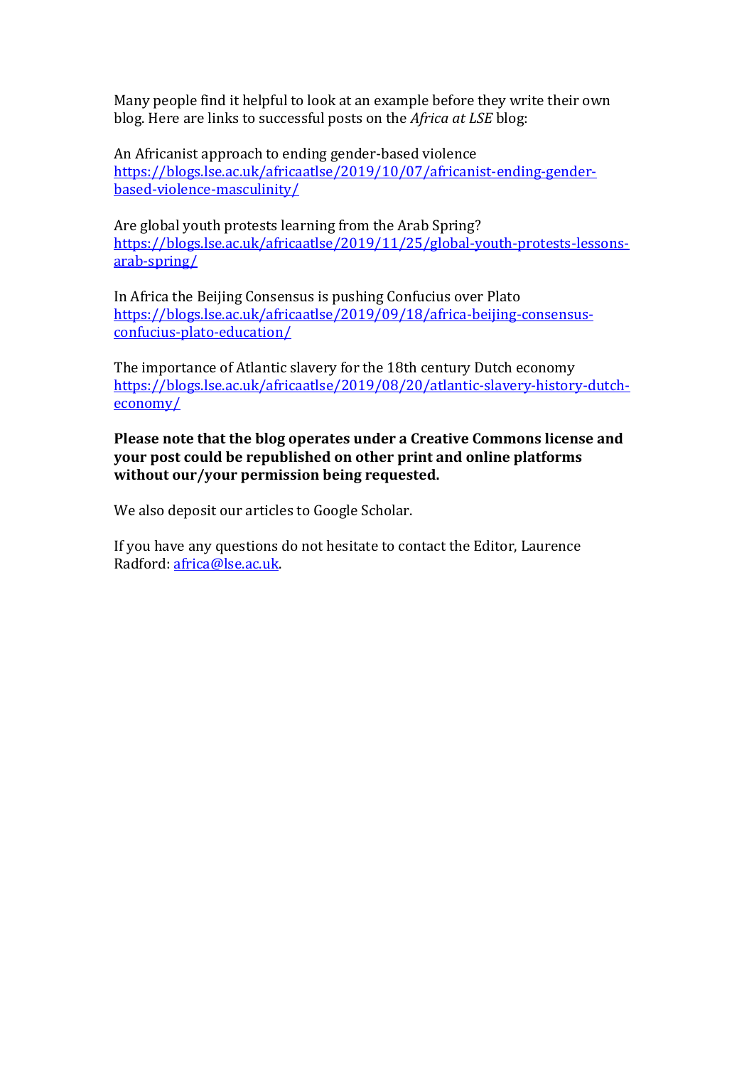Many people find it helpful to look at an example before they write their own blog. Here are links to successful posts on the *Africa at LSE* blog:

An Africanist approach to ending gender-based violence
https://blogs.lse.ac.uk/africaatlse/2019/10/07/africanist-ending-gender-based-violence-masculinity/

Are global youth protests learning from the Arab Spring?
https://blogs.lse.ac.uk/africaatlse/2019/11/25/global-youth-protests-lessons-arab-spring/

In Africa the Beijing Consensus is pushing Confucius over Plato
https://blogs.lse.ac.uk/africaatlse/2019/09/18/africa-beijing-consensus-confucius-plato-education/

The importance of Atlantic slavery for the 18th century Dutch economy
https://blogs.lse.ac.uk/africaatlse/2019/08/20/atlantic-slavery-history-dutch-economy/

**Please note that the blog operates under a Creative Commons license and your post could be republished on other print and online platforms without our/your permission being requested.**

We also deposit our articles to Google Scholar.

If you have any questions do not hesitate to contact the Editor, Laurence Radford: africa@lse.ac.uk.